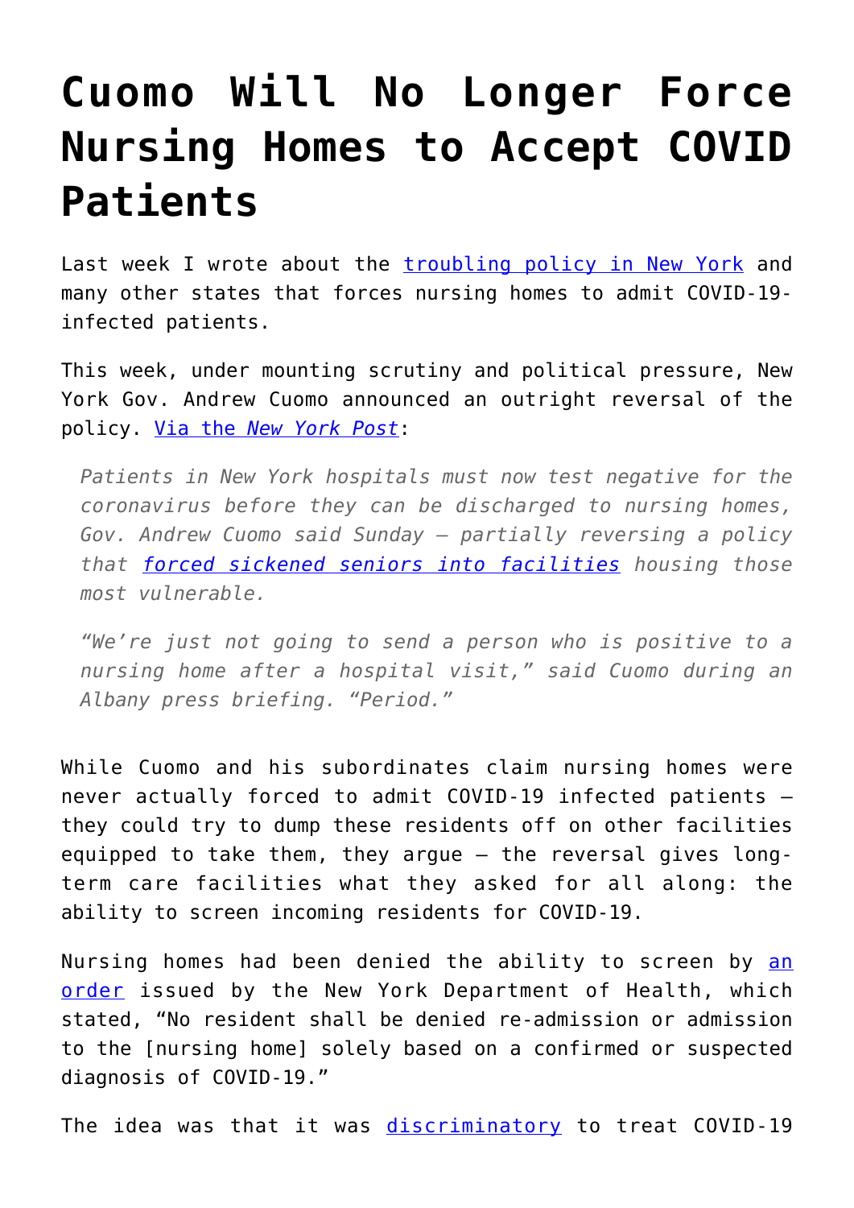# Cuomo Will No Longer Force Nursing Homes to Accept COVID Patients

Last week I wrote about the troubling policy in New York and many other states that forces nursing homes to admit COVID-19-infected patients.

This week, under mounting scrutiny and political pressure, New York Gov. Andrew Cuomo announced an outright reversal of the policy. Via the *New York Post*:

> *Patients in New York hospitals must now test negative for the coronavirus before they can be discharged to nursing homes, Gov. Andrew Cuomo said Sunday — partially reversing a policy that forced sickened seniors into facilities housing those most vulnerable.*
>
> *"We're just not going to send a person who is positive to a nursing home after a hospital visit," said Cuomo during an Albany press briefing. "Period."*

While Cuomo and his subordinates claim nursing homes were never actually forced to admit COVID-19 infected patients — they could try to dump these residents off on other facilities equipped to take them, they argue — the reversal gives long-term care facilities what they asked for all along: the ability to screen incoming residents for COVID-19.

Nursing homes had been denied the ability to screen by an order issued by the New York Department of Health, which stated, "No resident shall be denied re-admission or admission to the [nursing home] solely based on a confirmed or suspected diagnosis of COVID-19."

The idea was that it was discriminatory to treat COVID-19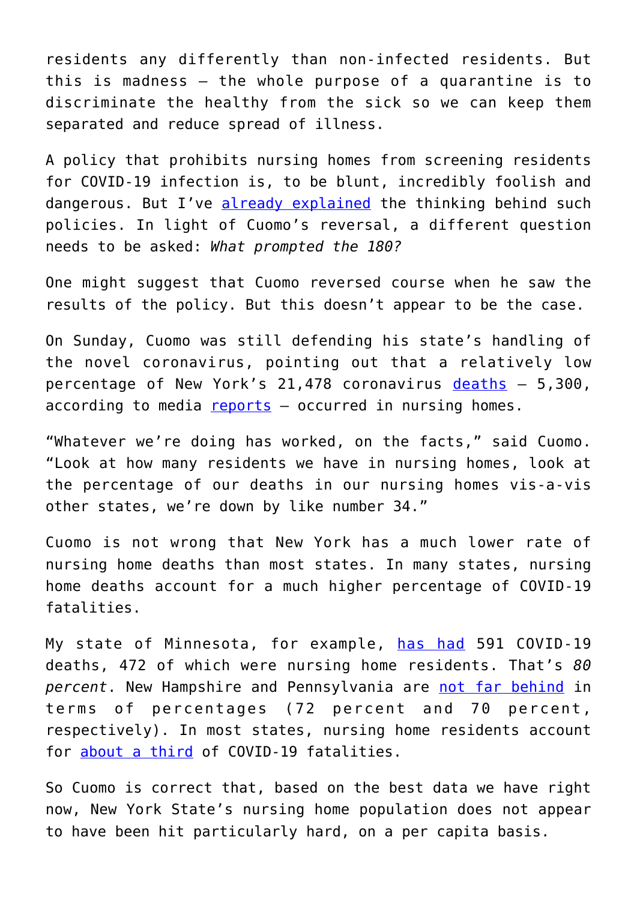residents any differently than non-infected residents. But this is madness – the whole purpose of a quarantine is to discriminate the healthy from the sick so we can keep them separated and reduce spread of illness.

A policy that prohibits nursing homes from screening residents for COVID-19 infection is, to be blunt, incredibly foolish and dangerous. But I've already explained the thinking behind such policies. In light of Cuomo's reversal, a different question needs to be asked: *What prompted the 180?*

One might suggest that Cuomo reversed course when he saw the results of the policy. But this doesn't appear to be the case.

On Sunday, Cuomo was still defending his state's handling of the novel coronavirus, pointing out that a relatively low percentage of New York's 21,478 coronavirus deaths – 5,300, according to media reports – occurred in nursing homes.

"Whatever we're doing has worked, on the facts," said Cuomo. "Look at how many residents we have in nursing homes, look at the percentage of our deaths in our nursing homes vis-a-vis other states, we're down by like number 34."

Cuomo is not wrong that New York has a much lower rate of nursing home deaths than most states. In many states, nursing home deaths account for a much higher percentage of COVID-19 fatalities.

My state of Minnesota, for example, has had 591 COVID-19 deaths, 472 of which were nursing home residents. That's *80 percent*. New Hampshire and Pennsylvania are not far behind in terms of percentages (72 percent and 70 percent, respectively). In most states, nursing home residents account for about a third of COVID-19 fatalities.

So Cuomo is correct that, based on the best data we have right now, New York State's nursing home population does not appear to have been hit particularly hard, on a per capita basis.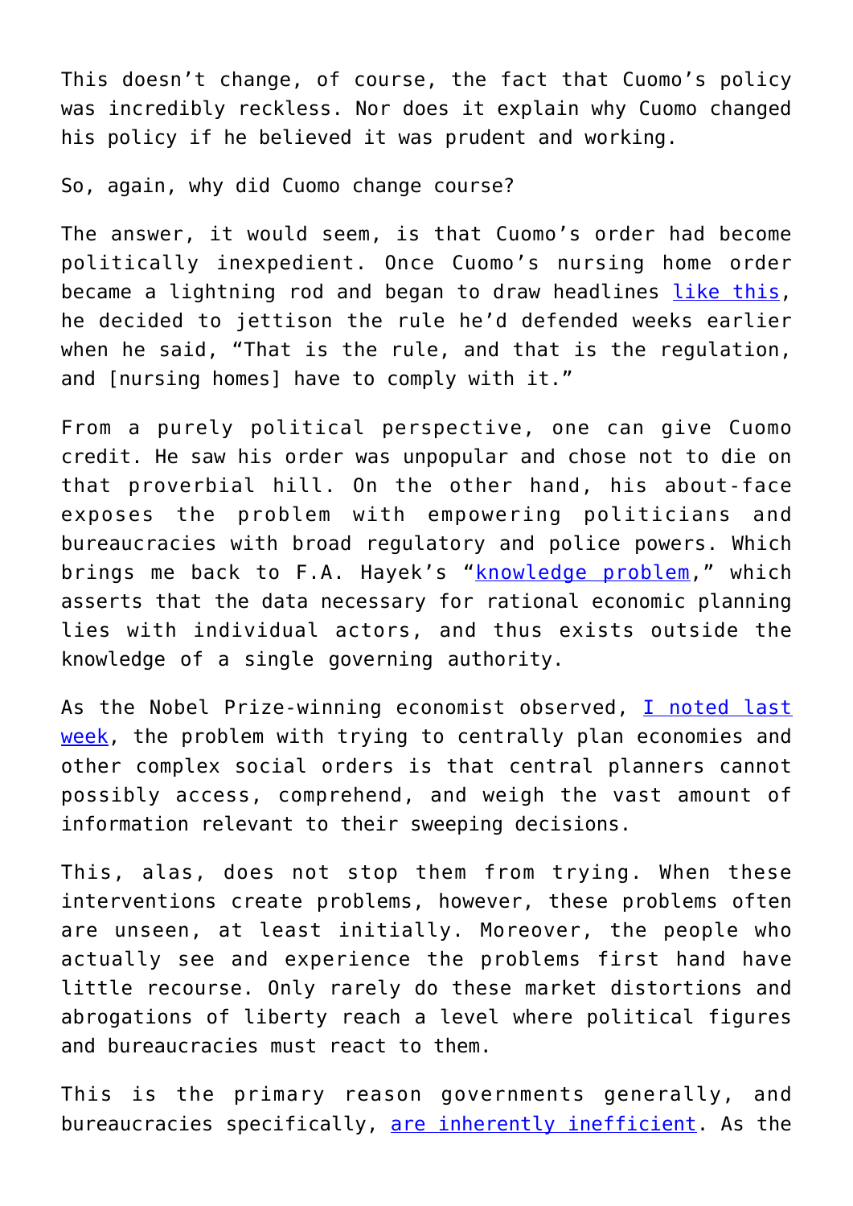This doesn't change, of course, the fact that Cuomo's policy was incredibly reckless. Nor does it explain why Cuomo changed his policy if he believed it was prudent and working.

So, again, why did Cuomo change course?

The answer, it would seem, is that Cuomo's order had become politically inexpedient. Once Cuomo's nursing home order became a lightning rod and began to draw headlines like this, he decided to jettison the rule he'd defended weeks earlier when he said, "That is the rule, and that is the regulation, and [nursing homes] have to comply with it."

From a purely political perspective, one can give Cuomo credit. He saw his order was unpopular and chose not to die on that proverbial hill. On the other hand, his about-face exposes the problem with empowering politicians and bureaucracies with broad regulatory and police powers. Which brings me back to F.A. Hayek's "knowledge problem," which asserts that the data necessary for rational economic planning lies with individual actors, and thus exists outside the knowledge of a single governing authority.

As the Nobel Prize-winning economist observed, I noted last week, the problem with trying to centrally plan economies and other complex social orders is that central planners cannot possibly access, comprehend, and weigh the vast amount of information relevant to their sweeping decisions.

This, alas, does not stop them from trying. When these interventions create problems, however, these problems often are unseen, at least initially. Moreover, the people who actually see and experience the problems first hand have little recourse. Only rarely do these market distortions and abrogations of liberty reach a level where political figures and bureaucracies must react to them.

This is the primary reason governments generally, and bureaucracies specifically, are inherently inefficient. As the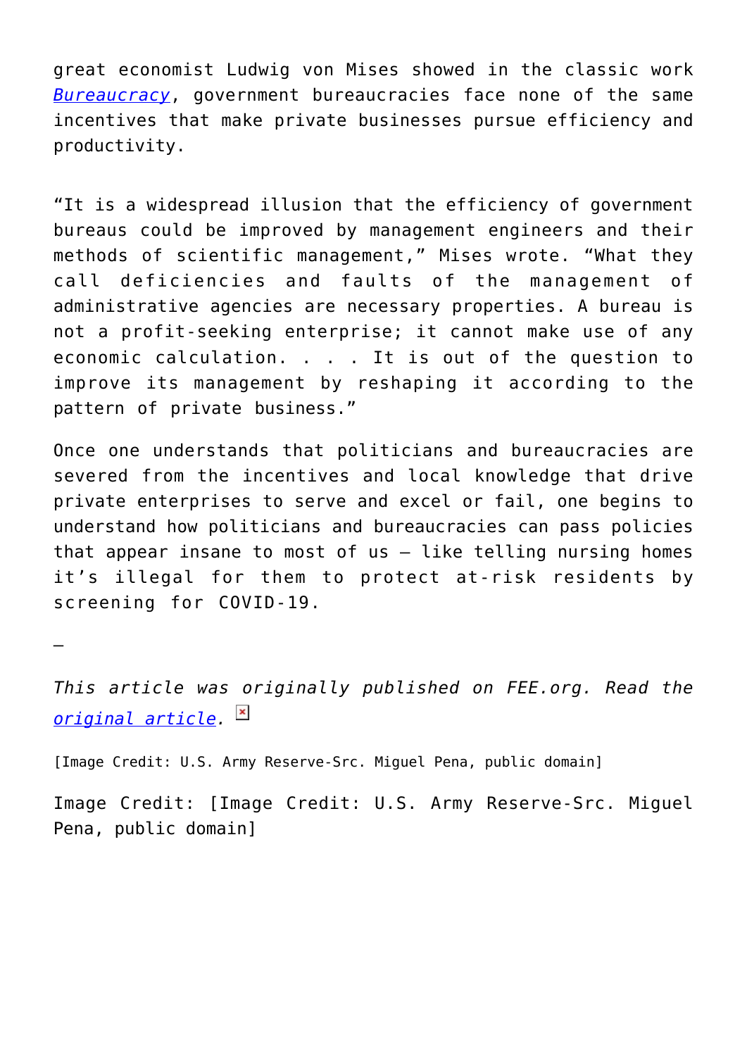great economist Ludwig von Mises showed in the classic work *Bureaucracy*, government bureaucracies face none of the same incentives that make private businesses pursue efficiency and productivity.

"It is a widespread illusion that the efficiency of government bureaus could be improved by management engineers and their methods of scientific management," Mises wrote. "What they call deficiencies and faults of the management of administrative agencies are necessary properties. A bureau is not a profit-seeking enterprise; it cannot make use of any economic calculation. . . . It is out of the question to improve its management by reshaping it according to the pattern of private business."

Once one understands that politicians and bureaucracies are severed from the incentives and local knowledge that drive private enterprises to serve and excel or fail, one begins to understand how politicians and bureaucracies can pass policies that appear insane to most of us – like telling nursing homes it's illegal for them to protect at-risk residents by screening for COVID-19.

—

*This article was originally published on FEE.org. Read the original article.*

[Image Credit: U.S. Army Reserve-Src. Miguel Pena, public domain]

Image Credit: [Image Credit: U.S. Army Reserve-Src. Miguel Pena, public domain]